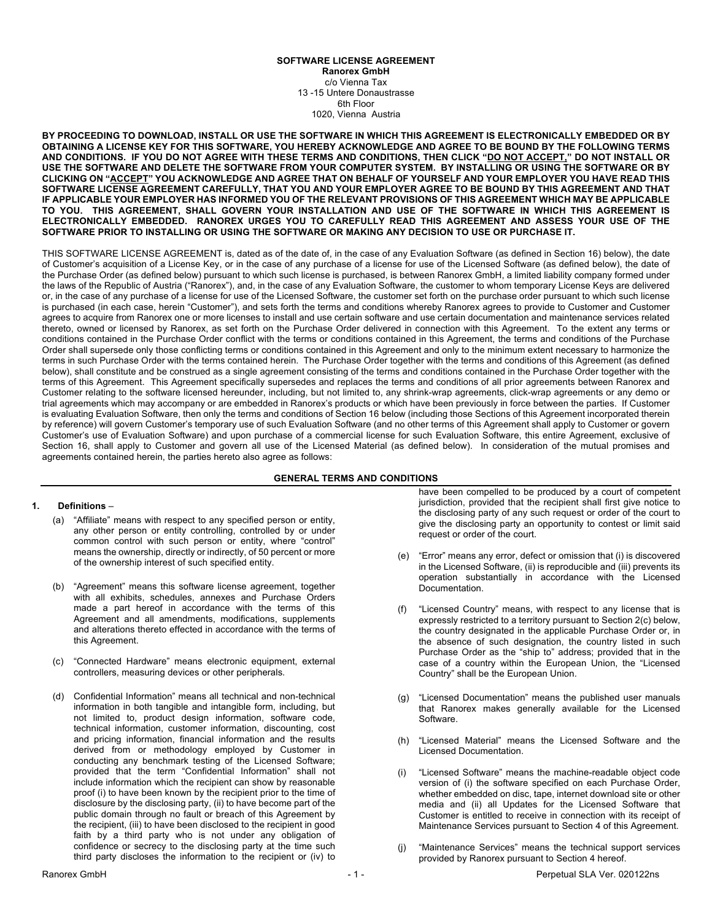**SOFTWARE LICENSE AGREEMENT**
**Ranorex GmbH**
c/o Vienna Tax
13 -15 Untere Donaustrasse
6th Floor
1020, Vienna Austria

**BY PROCEEDING TO DOWNLOAD, INSTALL OR USE THE SOFTWARE IN WHICH THIS AGREEMENT IS ELECTRONICALLY EMBEDDED OR BY OBTAINING A LICENSE KEY FOR THIS SOFTWARE, YOU HEREBY ACKNOWLEDGE AND AGREE TO BE BOUND BY THE FOLLOWING TERMS AND CONDITIONS. IF YOU DO NOT AGREE WITH THESE TERMS AND CONDITIONS, THEN CLICK "DO NOT ACCEPT," DO NOT INSTALL OR USE THE SOFTWARE AND DELETE THE SOFTWARE FROM YOUR COMPUTER SYSTEM. BY INSTALLING OR USING THE SOFTWARE OR BY CLICKING ON "ACCEPT" YOU ACKNOWLEDGE AND AGREE THAT ON BEHALF OF YOURSELF AND YOUR EMPLOYER YOU HAVE READ THIS SOFTWARE LICENSE AGREEMENT CAREFULLY, THAT YOU AND YOUR EMPLOYER AGREE TO BE BOUND BY THIS AGREEMENT AND THAT IF APPLICABLE YOUR EMPLOYER HAS INFORMED YOU OF THE RELEVANT PROVISIONS OF THIS AGREEMENT WHICH MAY BE APPLICABLE TO YOU. THIS AGREEMENT, SHALL GOVERN YOUR INSTALLATION AND USE OF THE SOFTWARE IN WHICH THIS AGREEMENT IS ELECTRONICALLY EMBEDDED. RANOREX URGES YOU TO CAREFULLY READ THIS AGREEMENT AND ASSESS YOUR USE OF THE SOFTWARE PRIOR TO INSTALLING OR USING THE SOFTWARE OR MAKING ANY DECISION TO USE OR PURCHASE IT.**

THIS SOFTWARE LICENSE AGREEMENT is, dated as of the date of, in the case of any Evaluation Software (as defined in Section 16) below), the date of Customer's acquisition of a License Key, or in the case of any purchase of a license for use of the Licensed Software (as defined below), the date of the Purchase Order (as defined below) pursuant to which such license is purchased, is between Ranorex GmbH, a limited liability company formed under the laws of the Republic of Austria ("Ranorex"), and, in the case of any Evaluation Software, the customer to whom temporary License Keys are delivered or, in the case of any purchase of a license for use of the Licensed Software, the customer set forth on the purchase order pursuant to which such license is purchased (in each case, herein "Customer"), and sets forth the terms and conditions whereby Ranorex agrees to provide to Customer and Customer agrees to acquire from Ranorex one or more licenses to install and use certain software and use certain documentation and maintenance services related thereto, owned or licensed by Ranorex, as set forth on the Purchase Order delivered in connection with this Agreement. To the extent any terms or conditions contained in the Purchase Order conflict with the terms or conditions contained in this Agreement, the terms and conditions of the Purchase Order shall supersede only those conflicting terms or conditions contained in this Agreement and only to the minimum extent necessary to harmonize the terms in such Purchase Order with the terms contained herein. The Purchase Order together with the terms and conditions of this Agreement (as defined below), shall constitute and be construed as a single agreement consisting of the terms and conditions contained in the Purchase Order together with the terms of this Agreement. This Agreement specifically supersedes and replaces the terms and conditions of all prior agreements between Ranorex and Customer relating to the software licensed hereunder, including, but not limited to, any shrink-wrap agreements, click-wrap agreements or any demo or trial agreements which may accompany or are embedded in Ranorex's products or which have been previously in force between the parties. If Customer is evaluating Evaluation Software, then only the terms and conditions of Section 16 below (including those Sections of this Agreement incorporated therein by reference) will govern Customer's temporary use of such Evaluation Software (and no other terms of this Agreement shall apply to Customer or govern Customer's use of Evaluation Software) and upon purchase of a commercial license for such Evaluation Software, this entire Agreement, exclusive of Section 16, shall apply to Customer and govern all use of the Licensed Material (as defined below). In consideration of the mutual promises and agreements contained herein, the parties hereto also agree as follows:

## GENERAL TERMS AND CONDITIONS

### 1. Definitions –

(a) "Affiliate" means with respect to any specified person or entity, any other person or entity controlling, controlled by or under common control with such person or entity, where "control" means the ownership, directly or indirectly, of 50 percent or more of the ownership interest of such specified entity.

(b) "Agreement" means this software license agreement, together with all exhibits, schedules, annexes and Purchase Orders made a part hereof in accordance with the terms of this Agreement and all amendments, modifications, supplements and alterations thereto effected in accordance with the terms of this Agreement.

(c) "Connected Hardware" means electronic equipment, external controllers, measuring devices or other peripherals.

(d) Confidential Information" means all technical and non-technical information in both tangible and intangible form, including, but not limited to, product design information, software code, technical information, customer information, discounting, cost and pricing information, financial information and the results derived from or methodology employed by Customer in conducting any benchmark testing of the Licensed Software; provided that the term "Confidential Information" shall not include information which the recipient can show by reasonable proof (i) to have been known by the recipient prior to the time of disclosure by the disclosing party, (ii) to have become part of the public domain through no fault or breach of this Agreement by the recipient, (iii) to have been disclosed to the recipient in good faith by a third party who is not under any obligation of confidence or secrecy to the disclosing party at the time such third party discloses the information to the recipient or (iv) to have been compelled to be produced by a court of competent jurisdiction, provided that the recipient shall first give notice to the disclosing party of any such request or order of the court to give the disclosing party an opportunity to contest or limit said request or order of the court.

(e) "Error" means any error, defect or omission that (i) is discovered in the Licensed Software, (ii) is reproducible and (iii) prevents its operation substantially in accordance with the Licensed Documentation.

(f) "Licensed Country" means, with respect to any license that is expressly restricted to a territory pursuant to Section 2(c) below, the country designated in the applicable Purchase Order or, in the absence of such designation, the country listed in such Purchase Order as the "ship to" address; provided that in the case of a country within the European Union, the "Licensed Country" shall be the European Union.

(g) "Licensed Documentation" means the published user manuals that Ranorex makes generally available for the Licensed Software.

(h) "Licensed Material" means the Licensed Software and the Licensed Documentation.

(i) "Licensed Software" means the machine-readable object code version of (i) the software specified on each Purchase Order, whether embedded on disc, tape, internet download site or other media and (ii) all Updates for the Licensed Software that Customer is entitled to receive in connection with its receipt of Maintenance Services pursuant to Section 4 of this Agreement.

(j) "Maintenance Services" means the technical support services provided by Ranorex pursuant to Section 4 hereof.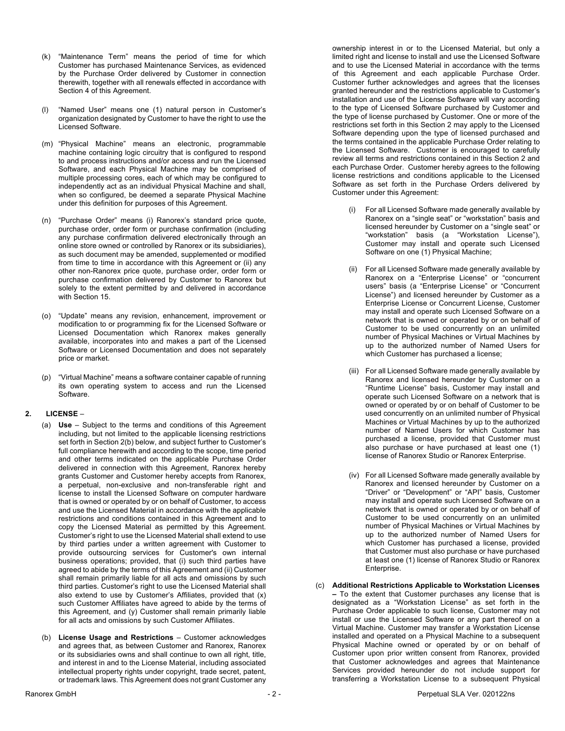(k) "Maintenance Term" means the period of time for which Customer has purchased Maintenance Services, as evidenced by the Purchase Order delivered by Customer in connection therewith, together with all renewals effected in accordance with Section 4 of this Agreement.

(l) "Named User" means one (1) natural person in Customer's organization designated by Customer to have the right to use the Licensed Software.

(m) "Physical Machine" means an electronic, programmable machine containing logic circuitry that is configured to respond to and process instructions and/or access and run the Licensed Software, and each Physical Machine may be comprised of multiple processing cores, each of which may be configured to independently act as an individual Physical Machine and shall, when so configured, be deemed a separate Physical Machine under this definition for purposes of this Agreement.

(n) "Purchase Order" means (i) Ranorex's standard price quote, purchase order, order form or purchase confirmation (including any purchase confirmation delivered electronically through an online store owned or controlled by Ranorex or its subsidiaries), as such document may be amended, supplemented or modified from time to time in accordance with this Agreement or (ii) any other non-Ranorex price quote, purchase order, order form or purchase confirmation delivered by Customer to Ranorex but solely to the extent permitted by and delivered in accordance with Section 15.

(o) "Update" means any revision, enhancement, improvement or modification to or programming fix for the Licensed Software or Licensed Documentation which Ranorex makes generally available, incorporates into and makes a part of the Licensed Software or Licensed Documentation and does not separately price or market.

(p) "Virtual Machine" means a software container capable of running its own operating system to access and run the Licensed Software.

**2. LICENSE** –

(a) **Use** – Subject to the terms and conditions of this Agreement including, but not limited to the applicable licensing restrictions set forth in Section 2(b) below, and subject further to Customer's full compliance herewith and according to the scope, time period and other terms indicated on the applicable Purchase Order delivered in connection with this Agreement, Ranorex hereby grants Customer and Customer hereby accepts from Ranorex, a perpetual, non-exclusive and non-transferable right and license to install the Licensed Software on computer hardware that is owned or operated by or on behalf of Customer, to access and use the Licensed Material in accordance with the applicable restrictions and conditions contained in this Agreement and to copy the Licensed Material as permitted by this Agreement. Customer's right to use the Licensed Material shall extend to use by third parties under a written agreement with Customer to provide outsourcing services for Customer's own internal business operations; provided, that (i) such third parties have agreed to abide by the terms of this Agreement and (ii) Customer shall remain primarily liable for all acts and omissions by such third parties. Customer's right to use the Licensed Material shall also extend to use by Customer's Affiliates, provided that (x) such Customer Affiliates have agreed to abide by the terms of this Agreement, and (y) Customer shall remain primarily liable for all acts and omissions by such Customer Affiliates.

(b) **License Usage and Restrictions** – Customer acknowledges and agrees that, as between Customer and Ranorex, Ranorex or its subsidiaries owns and shall continue to own all right, title, and interest in and to the License Material, including associated intellectual property rights under copyright, trade secret, patent, or trademark laws. This Agreement does not grant Customer any ownership interest in or to the Licensed Material, but only a limited right and license to install and use the Licensed Software and to use the Licensed Material in accordance with the terms of this Agreement and each applicable Purchase Order. Customer further acknowledges and agrees that the licenses granted hereunder and the restrictions applicable to Customer's installation and use of the License Software will vary according to the type of Licensed Software purchased by Customer and the type of license purchased by Customer. One or more of the restrictions set forth in this Section 2 may apply to the Licensed Software depending upon the type of licensed purchased and the terms contained in the applicable Purchase Order relating to the Licensed Software. Customer is encouraged to carefully review all terms and restrictions contained in this Section 2 and each Purchase Order. Customer hereby agrees to the following license restrictions and conditions applicable to the Licensed Software as set forth in the Purchase Orders delivered by Customer under this Agreement:

(i) For all Licensed Software made generally available by Ranorex on a "single seat" or "workstation" basis and licensed hereunder by Customer on a "single seat" or "workstation" basis (a "Workstation License"), Customer may install and operate such Licensed Software on one (1) Physical Machine;

(ii) For all Licensed Software made generally available by Ranorex on a "Enterprise License" or "concurrent users" basis (a "Enterprise License" or "Concurrent License") and licensed hereunder by Customer as a Enterprise License or Concurrent License, Customer may install and operate such Licensed Software on a network that is owned or operated by or on behalf of Customer to be used concurrently on an unlimited number of Physical Machines or Virtual Machines by up to the authorized number of Named Users for which Customer has purchased a license;

(iii) For all Licensed Software made generally available by Ranorex and licensed hereunder by Customer on a "Runtime License" basis, Customer may install and operate such Licensed Software on a network that is owned or operated by or on behalf of Customer to be used concurrently on an unlimited number of Physical Machines or Virtual Machines by up to the authorized number of Named Users for which Customer has purchased a license, provided that Customer must also purchase or have purchased at least one (1) license of Ranorex Studio or Ranorex Enterprise.

(iv) For all Licensed Software made generally available by Ranorex and licensed hereunder by Customer on a "Driver" or "Development" or "API" basis, Customer may install and operate such Licensed Software on a network that is owned or operated by or on behalf of Customer to be used concurrently on an unlimited number of Physical Machines or Virtual Machines by up to the authorized number of Named Users for which Customer has purchased a license, provided that Customer must also purchase or have purchased at least one (1) license of Ranorex Studio or Ranorex Enterprise.

(c) **Additional Restrictions Applicable to Workstation Licenses –** To the extent that Customer purchases any license that is designated as a "Workstation License" as set forth in the Purchase Order applicable to such license, Customer may not install or use the Licensed Software or any part thereof on a Virtual Machine. Customer may transfer a Workstation License installed and operated on a Physical Machine to a subsequent Physical Machine owned or operated by or on behalf of Customer upon prior written consent from Ranorex, provided that Customer acknowledges and agrees that Maintenance Services provided hereunder do not include support for transferring a Workstation License to a subsequent Physical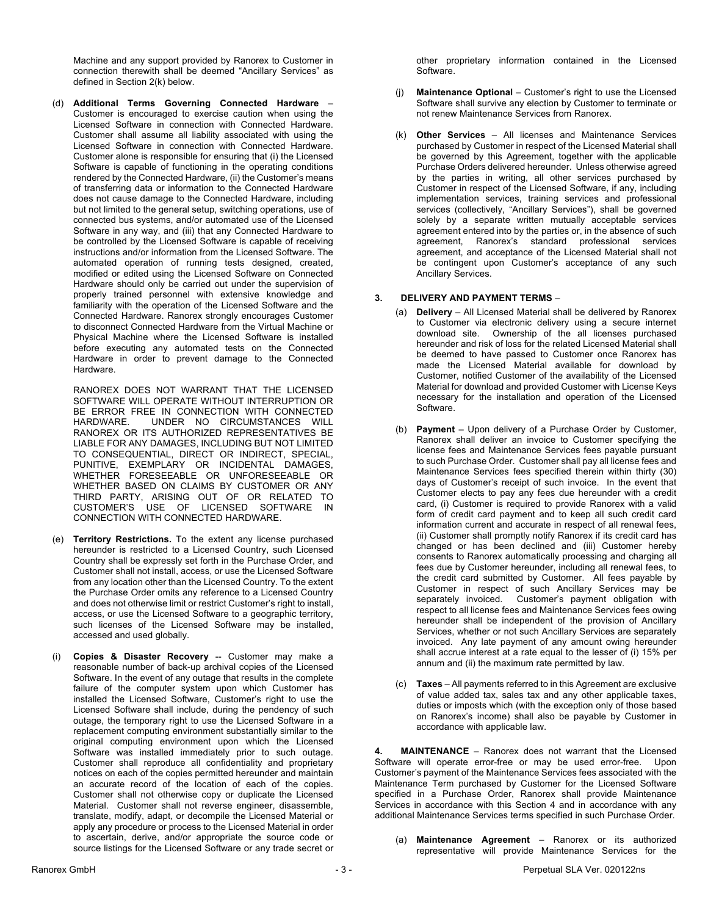Machine and any support provided by Ranorex to Customer in connection therewith shall be deemed "Ancillary Services" as defined in Section 2(k) below.

(d) **Additional Terms Governing Connected Hardware** – Customer is encouraged to exercise caution when using the Licensed Software in connection with Connected Hardware. Customer shall assume all liability associated with using the Licensed Software in connection with Connected Hardware. Customer alone is responsible for ensuring that (i) the Licensed Software is capable of functioning in the operating conditions rendered by the Connected Hardware, (ii) the Customer's means of transferring data or information to the Connected Hardware does not cause damage to the Connected Hardware, including but not limited to the general setup, switching operations, use of connected bus systems, and/or automated use of the Licensed Software in any way, and (iii) that any Connected Hardware to be controlled by the Licensed Software is capable of receiving instructions and/or information from the Licensed Software. The automated operation of running tests designed, created, modified or edited using the Licensed Software on Connected Hardware should only be carried out under the supervision of properly trained personnel with extensive knowledge and familiarity with the operation of the Licensed Software and the Connected Hardware. Ranorex strongly encourages Customer to disconnect Connected Hardware from the Virtual Machine or Physical Machine where the Licensed Software is installed before executing any automated tests on the Connected Hardware in order to prevent damage to the Connected Hardware.

RANOREX DOES NOT WARRANT THAT THE LICENSED SOFTWARE WILL OPERATE WITHOUT INTERRUPTION OR BE ERROR FREE IN CONNECTION WITH CONNECTED HARDWARE. UNDER NO CIRCUMSTANCES WILL RANOREX OR ITS AUTHORIZED REPRESENTATIVES BE LIABLE FOR ANY DAMAGES, INCLUDING BUT NOT LIMITED TO CONSEQUENTIAL, DIRECT OR INDIRECT, SPECIAL, PUNITIVE, EXEMPLARY OR INCIDENTAL DAMAGES, WHETHER FORESEEABLE OR UNFORESEEABLE OR WHETHER BASED ON CLAIMS BY CUSTOMER OR ANY THIRD PARTY, ARISING OUT OF OR RELATED TO CUSTOMER'S USE OF LICENSED SOFTWARE IN CONNECTION WITH CONNECTED HARDWARE.

(e) **Territory Restrictions.** To the extent any license purchased hereunder is restricted to a Licensed Country, such Licensed Country shall be expressly set forth in the Purchase Order, and Customer shall not install, access, or use the Licensed Software from any location other than the Licensed Country. To the extent the Purchase Order omits any reference to a Licensed Country and does not otherwise limit or restrict Customer's right to install, access, or use the Licensed Software to a geographic territory, such licenses of the Licensed Software may be installed, accessed and used globally.

(i) **Copies & Disaster Recovery** -- Customer may make a reasonable number of back-up archival copies of the Licensed Software. In the event of any outage that results in the complete failure of the computer system upon which Customer has installed the Licensed Software, Customer's right to use the Licensed Software shall include, during the pendency of such outage, the temporary right to use the Licensed Software in a replacement computing environment substantially similar to the original computing environment upon which the Licensed Software was installed immediately prior to such outage. Customer shall reproduce all confidentiality and proprietary notices on each of the copies permitted hereunder and maintain an accurate record of the location of each of the copies. Customer shall not otherwise copy or duplicate the Licensed Material. Customer shall not reverse engineer, disassemble, translate, modify, adapt, or decompile the Licensed Material or apply any procedure or process to the Licensed Material in order to ascertain, derive, and/or appropriate the source code or source listings for the Licensed Software or any trade secret or other proprietary information contained in the Licensed Software.

(j) **Maintenance Optional** – Customer's right to use the Licensed Software shall survive any election by Customer to terminate or not renew Maintenance Services from Ranorex.

(k) **Other Services** – All licenses and Maintenance Services purchased by Customer in respect of the Licensed Material shall be governed by this Agreement, together with the applicable Purchase Orders delivered hereunder. Unless otherwise agreed by the parties in writing, all other services purchased by Customer in respect of the Licensed Software, if any, including implementation services, training services and professional services (collectively, "Ancillary Services"), shall be governed solely by a separate written mutually acceptable services agreement entered into by the parties or, in the absence of such agreement, Ranorex's standard professional services agreement, and acceptance of the Licensed Material shall not be contingent upon Customer's acceptance of any such Ancillary Services.

**3. DELIVERY AND PAYMENT TERMS** –

(a) **Delivery** – All Licensed Material shall be delivered by Ranorex to Customer via electronic delivery using a secure internet download site. Ownership of the all licenses purchased hereunder and risk of loss for the related Licensed Material shall be deemed to have passed to Customer once Ranorex has made the Licensed Material available for download by Customer, notified Customer of the availability of the Licensed Material for download and provided Customer with License Keys necessary for the installation and operation of the Licensed Software.

(b) **Payment** – Upon delivery of a Purchase Order by Customer, Ranorex shall deliver an invoice to Customer specifying the license fees and Maintenance Services fees payable pursuant to such Purchase Order. Customer shall pay all license fees and Maintenance Services fees specified therein within thirty (30) days of Customer's receipt of such invoice. In the event that Customer elects to pay any fees due hereunder with a credit card, (i) Customer is required to provide Ranorex with a valid form of credit card payment and to keep all such credit card information current and accurate in respect of all renewal fees, (ii) Customer shall promptly notify Ranorex if its credit card has changed or has been declined and (iii) Customer hereby consents to Ranorex automatically processing and charging all fees due by Customer hereunder, including all renewal fees, to the credit card submitted by Customer. All fees payable by Customer in respect of such Ancillary Services may be separately invoiced. Customer's payment obligation with respect to all license fees and Maintenance Services fees owing hereunder shall be independent of the provision of Ancillary Services, whether or not such Ancillary Services are separately invoiced. Any late payment of any amount owing hereunder shall accrue interest at a rate equal to the lesser of (i) 15% per annum and (ii) the maximum rate permitted by law.

(c) **Taxes** – All payments referred to in this Agreement are exclusive of value added tax, sales tax and any other applicable taxes, duties or imposts which (with the exception only of those based on Ranorex's income) shall also be payable by Customer in accordance with applicable law.

**4. MAINTENANCE** – Ranorex does not warrant that the Licensed Software will operate error-free or may be used error-free. Upon Customer's payment of the Maintenance Services fees associated with the Maintenance Term purchased by Customer for the Licensed Software specified in a Purchase Order, Ranorex shall provide Maintenance Services in accordance with this Section 4 and in accordance with any additional Maintenance Services terms specified in such Purchase Order.

(a) **Maintenance Agreement** – Ranorex or its authorized representative will provide Maintenance Services for the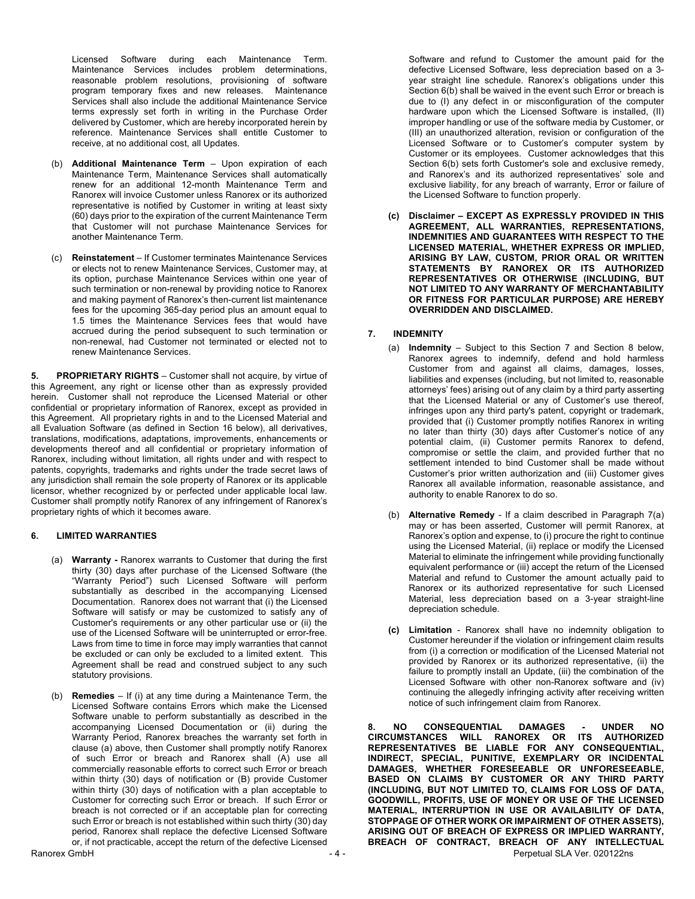Licensed Software during each Maintenance Term. Maintenance Services includes problem determinations, reasonable problem resolutions, provisioning of software program temporary fixes and new releases. Maintenance Services shall also include the additional Maintenance Service terms expressly set forth in writing in the Purchase Order delivered by Customer, which are hereby incorporated herein by reference. Maintenance Services shall entitle Customer to receive, at no additional cost, all Updates.

(b) **Additional Maintenance Term** – Upon expiration of each Maintenance Term, Maintenance Services shall automatically renew for an additional 12-month Maintenance Term and Ranorex will invoice Customer unless Ranorex or its authorized representative is notified by Customer in writing at least sixty (60) days prior to the expiration of the current Maintenance Term that Customer will not purchase Maintenance Services for another Maintenance Term.

(c) **Reinstatement** – If Customer terminates Maintenance Services or elects not to renew Maintenance Services, Customer may, at its option, purchase Maintenance Services within one year of such termination or non-renewal by providing notice to Ranorex and making payment of Ranorex's then-current list maintenance fees for the upcoming 365-day period plus an amount equal to 1.5 times the Maintenance Services fees that would have accrued during the period subsequent to such termination or non-renewal, had Customer not terminated or elected not to renew Maintenance Services.

**5. PROPRIETARY RIGHTS** – Customer shall not acquire, by virtue of this Agreement, any right or license other than as expressly provided herein. Customer shall not reproduce the Licensed Material or other confidential or proprietary information of Ranorex, except as provided in this Agreement. All proprietary rights in and to the Licensed Material and all Evaluation Software (as defined in Section 16 below), all derivatives, translations, modifications, adaptations, improvements, enhancements or developments thereof and all confidential or proprietary information of Ranorex, including without limitation, all rights under and with respect to patents, copyrights, trademarks and rights under the trade secret laws of any jurisdiction shall remain the sole property of Ranorex or its applicable licensor, whether recognized by or perfected under applicable local law. Customer shall promptly notify Ranorex of any infringement of Ranorex's proprietary rights of which it becomes aware.

## 6. LIMITED WARRANTIES

(a) **Warranty -** Ranorex warrants to Customer that during the first thirty (30) days after purchase of the Licensed Software (the "Warranty Period") such Licensed Software will perform substantially as described in the accompanying Licensed Documentation. Ranorex does not warrant that (i) the Licensed Software will satisfy or may be customized to satisfy any of Customer's requirements or any other particular use or (ii) the use of the Licensed Software will be uninterrupted or error-free. Laws from time to time in force may imply warranties that cannot be excluded or can only be excluded to a limited extent. This Agreement shall be read and construed subject to any such statutory provisions.

(b) **Remedies** – If (i) at any time during a Maintenance Term, the Licensed Software contains Errors which make the Licensed Software unable to perform substantially as described in the accompanying Licensed Documentation or (ii) during the Warranty Period, Ranorex breaches the warranty set forth in clause (a) above, then Customer shall promptly notify Ranorex of such Error or breach and Ranorex shall (A) use all commercially reasonable efforts to correct such Error or breach within thirty (30) days of notification or (B) provide Customer within thirty (30) days of notification with a plan acceptable to Customer for correcting such Error or breach. If such Error or breach is not corrected or if an acceptable plan for correcting such Error or breach is not established within such thirty (30) day period, Ranorex shall replace the defective Licensed Software or, if not practicable, accept the return of the defective Licensed Software and refund to Customer the amount paid for the defective Licensed Software, less depreciation based on a 3-year straight line schedule. Ranorex's obligations under this Section 6(b) shall be waived in the event such Error or breach is due to (I) any defect in or misconfiguration of the computer hardware upon which the Licensed Software is installed, (II) improper handling or use of the software media by Customer, or (III) an unauthorized alteration, revision or configuration of the Licensed Software or to Customer's computer system by Customer or its employees. Customer acknowledges that this Section 6(b) sets forth Customer's sole and exclusive remedy, and Ranorex's and its authorized representatives' sole and exclusive liability, for any breach of warranty, Error or failure of the Licensed Software to function properly.

**(c) Disclaimer – EXCEPT AS EXPRESSLY PROVIDED IN THIS AGREEMENT, ALL WARRANTIES, REPRESENTATIONS, INDEMNITIES AND GUARANTEES WITH RESPECT TO THE LICENSED MATERIAL, WHETHER EXPRESS OR IMPLIED, ARISING BY LAW, CUSTOM, PRIOR ORAL OR WRITTEN STATEMENTS BY RANOREX OR ITS AUTHORIZED REPRESENTATIVES OR OTHERWISE (INCLUDING, BUT NOT LIMITED TO ANY WARRANTY OF MERCHANTABILITY OR FITNESS FOR PARTICULAR PURPOSE) ARE HEREBY OVERRIDDEN AND DISCLAIMED.**

## 7. INDEMNITY

(a) **Indemnity** – Subject to this Section 7 and Section 8 below, Ranorex agrees to indemnify, defend and hold harmless Customer from and against all claims, damages, losses, liabilities and expenses (including, but not limited to, reasonable attorneys' fees) arising out of any claim by a third party asserting that the Licensed Material or any of Customer's use thereof, infringes upon any third party's patent, copyright or trademark, provided that (i) Customer promptly notifies Ranorex in writing no later than thirty (30) days after Customer's notice of any potential claim, (ii) Customer permits Ranorex to defend, compromise or settle the claim, and provided further that no settlement intended to bind Customer shall be made without Customer's prior written authorization and (iii) Customer gives Ranorex all available information, reasonable assistance, and authority to enable Ranorex to do so.

(b) **Alternative Remedy** - If a claim described in Paragraph 7(a) may or has been asserted, Customer will permit Ranorex, at Ranorex's option and expense, to (i) procure the right to continue using the Licensed Material, (ii) replace or modify the Licensed Material to eliminate the infringement while providing functionally equivalent performance or (iii) accept the return of the Licensed Material and refund to Customer the amount actually paid to Ranorex or its authorized representative for such Licensed Material, less depreciation based on a 3-year straight-line depreciation schedule.

**(c) Limitation** - Ranorex shall have no indemnity obligation to Customer hereunder if the violation or infringement claim results from (i) a correction or modification of the Licensed Material not provided by Ranorex or its authorized representative, (ii) the failure to promptly install an Update, (iii) the combination of the Licensed Software with other non-Ranorex software and (iv) continuing the allegedly infringing activity after receiving written notice of such infringement claim from Ranorex.

**8. NO CONSEQUENTIAL DAMAGES - UNDER NO CIRCUMSTANCES WILL RANOREX OR ITS AUTHORIZED REPRESENTATIVES BE LIABLE FOR ANY CONSEQUENTIAL, INDIRECT, SPECIAL, PUNITIVE, EXEMPLARY OR INCIDENTAL DAMAGES, WHETHER FORESEEABLE OR UNFORESEEABLE, BASED ON CLAIMS BY CUSTOMER OR ANY THIRD PARTY (INCLUDING, BUT NOT LIMITED TO, CLAIMS FOR LOSS OF DATA, GOODWILL, PROFITS, USE OF MONEY OR USE OF THE LICENSED MATERIAL, INTERRUPTION IN USE OR AVAILABILITY OF DATA, STOPPAGE OF OTHER WORK OR IMPAIRMENT OF OTHER ASSETS), ARISING OUT OF BREACH OF EXPRESS OR IMPLIED WARRANTY, BREACH OF CONTRACT, BREACH OF ANY INTELLECTUAL**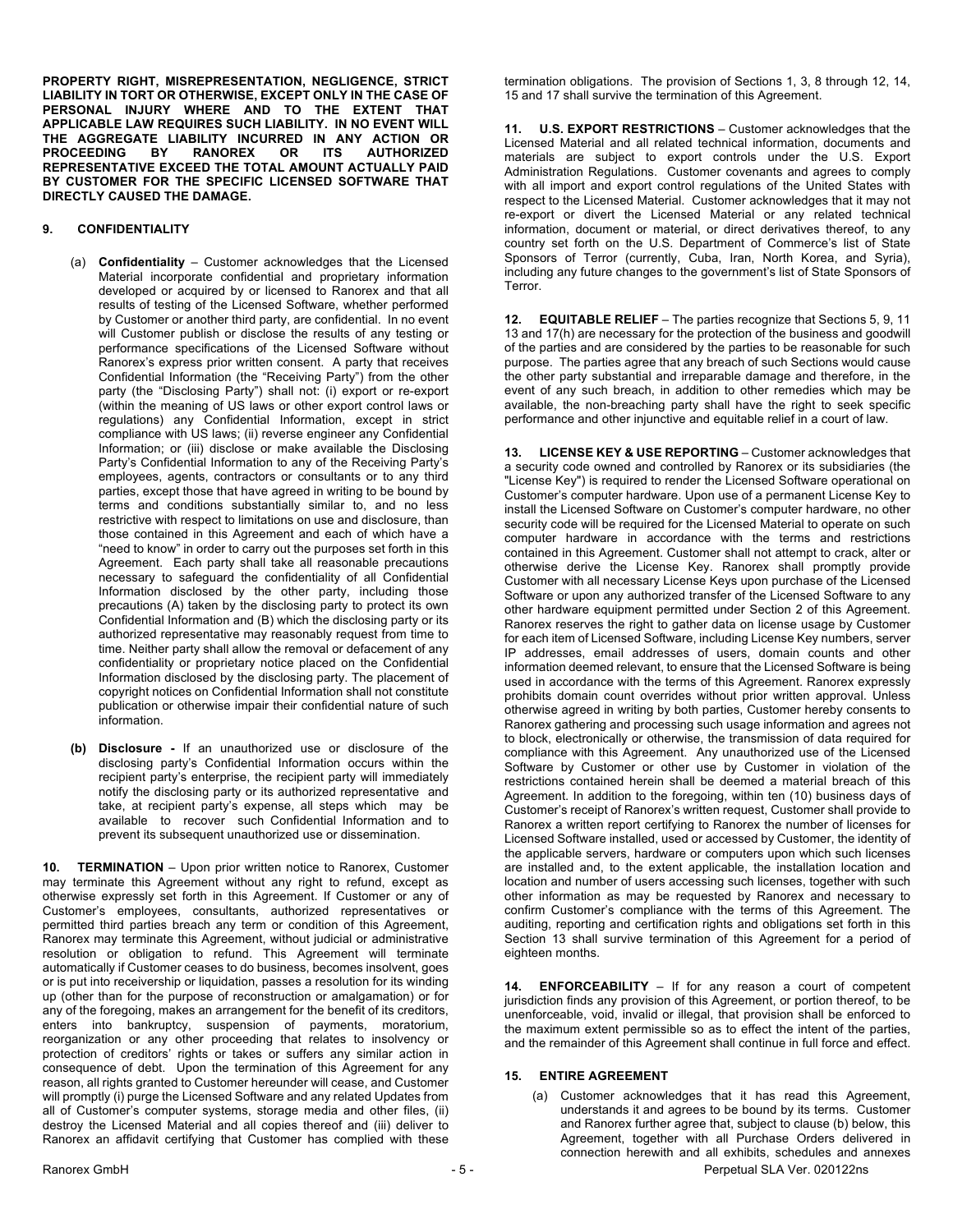**PROPERTY RIGHT, MISREPRESENTATION, NEGLIGENCE, STRICT LIABILITY IN TORT OR OTHERWISE, EXCEPT ONLY IN THE CASE OF PERSONAL INJURY WHERE AND TO THE EXTENT THAT APPLICABLE LAW REQUIRES SUCH LIABILITY. IN NO EVENT WILL THE AGGREGATE LIABILITY INCURRED IN ANY ACTION OR PROCEEDING BY RANOREX OR ITS AUTHORIZED REPRESENTATIVE EXCEED THE TOTAL AMOUNT ACTUALLY PAID BY CUSTOMER FOR THE SPECIFIC LICENSED SOFTWARE THAT DIRECTLY CAUSED THE DAMAGE.**

## 9. CONFIDENTIALITY

(a) **Confidentiality** – Customer acknowledges that the Licensed Material incorporate confidential and proprietary information developed or acquired by or licensed to Ranorex and that all results of testing of the Licensed Software, whether performed by Customer or another third party, are confidential. In no event will Customer publish or disclose the results of any testing or performance specifications of the Licensed Software without Ranorex's express prior written consent. A party that receives Confidential Information (the "Receiving Party") from the other party (the "Disclosing Party") shall not: (i) export or re-export (within the meaning of US laws or other export control laws or regulations) any Confidential Information, except in strict compliance with US laws; (ii) reverse engineer any Confidential Information; or (iii) disclose or make available the Disclosing Party's Confidential Information to any of the Receiving Party's employees, agents, contractors or consultants or to any third parties, except those that have agreed in writing to be bound by terms and conditions substantially similar to, and no less restrictive with respect to limitations on use and disclosure, than those contained in this Agreement and each of which have a "need to know" in order to carry out the purposes set forth in this Agreement. Each party shall take all reasonable precautions necessary to safeguard the confidentiality of all Confidential Information disclosed by the other party, including those precautions (A) taken by the disclosing party to protect its own Confidential Information and (B) which the disclosing party or its authorized representative may reasonably request from time to time. Neither party shall allow the removal or defacement of any confidentiality or proprietary notice placed on the Confidential Information disclosed by the disclosing party. The placement of copyright notices on Confidential Information shall not constitute publication or otherwise impair their confidential nature of such information.

**(b) Disclosure -** If an unauthorized use or disclosure of the disclosing party's Confidential Information occurs within the recipient party's enterprise, the recipient party will immediately notify the disclosing party or its authorized representative and take, at recipient party's expense, all steps which may be available to recover such Confidential Information and to prevent its subsequent unauthorized use or dissemination.

**10. TERMINATION** – Upon prior written notice to Ranorex, Customer may terminate this Agreement without any right to refund, except as otherwise expressly set forth in this Agreement. If Customer or any of Customer's employees, consultants, authorized representatives or permitted third parties breach any term or condition of this Agreement, Ranorex may terminate this Agreement, without judicial or administrative resolution or obligation to refund. This Agreement will terminate automatically if Customer ceases to do business, becomes insolvent, goes or is put into receivership or liquidation, passes a resolution for its winding up (other than for the purpose of reconstruction or amalgamation) or for any of the foregoing, makes an arrangement for the benefit of its creditors, enters into bankruptcy, suspension of payments, moratorium, reorganization or any other proceeding that relates to insolvency or protection of creditors' rights or takes or suffers any similar action in consequence of debt. Upon the termination of this Agreement for any reason, all rights granted to Customer hereunder will cease, and Customer will promptly (i) purge the Licensed Software and any related Updates from all of Customer's computer systems, storage media and other files, (ii) destroy the Licensed Material and all copies thereof and (iii) deliver to Ranorex an affidavit certifying that Customer has complied with these termination obligations. The provision of Sections 1, 3, 8 through 12, 14, 15 and 17 shall survive the termination of this Agreement.

**11. U.S. EXPORT RESTRICTIONS** – Customer acknowledges that the Licensed Material and all related technical information, documents and materials are subject to export controls under the U.S. Export Administration Regulations. Customer covenants and agrees to comply with all import and export control regulations of the United States with respect to the Licensed Material. Customer acknowledges that it may not re-export or divert the Licensed Material or any related technical information, document or material, or direct derivatives thereof, to any country set forth on the U.S. Department of Commerce's list of State Sponsors of Terror (currently, Cuba, Iran, North Korea, and Syria), including any future changes to the government's list of State Sponsors of Terror.

**12. EQUITABLE RELIEF** – The parties recognize that Sections 5, 9, 11 13 and 17(h) are necessary for the protection of the business and goodwill of the parties and are considered by the parties to be reasonable for such purpose. The parties agree that any breach of such Sections would cause the other party substantial and irreparable damage and therefore, in the event of any such breach, in addition to other remedies which may be available, the non-breaching party shall have the right to seek specific performance and other injunctive and equitable relief in a court of law.

**13. LICENSE KEY & USE REPORTING** – Customer acknowledges that a security code owned and controlled by Ranorex or its subsidiaries (the "License Key") is required to render the Licensed Software operational on Customer's computer hardware. Upon use of a permanent License Key to install the Licensed Software on Customer's computer hardware, no other security code will be required for the Licensed Material to operate on such computer hardware in accordance with the terms and restrictions contained in this Agreement. Customer shall not attempt to crack, alter or otherwise derive the License Key. Ranorex shall promptly provide Customer with all necessary License Keys upon purchase of the Licensed Software or upon any authorized transfer of the Licensed Software to any other hardware equipment permitted under Section 2 of this Agreement. Ranorex reserves the right to gather data on license usage by Customer for each item of Licensed Software, including License Key numbers, server IP addresses, email addresses of users, domain counts and other information deemed relevant, to ensure that the Licensed Software is being used in accordance with the terms of this Agreement. Ranorex expressly prohibits domain count overrides without prior written approval. Unless otherwise agreed in writing by both parties, Customer hereby consents to Ranorex gathering and processing such usage information and agrees not to block, electronically or otherwise, the transmission of data required for compliance with this Agreement. Any unauthorized use of the Licensed Software by Customer or other use by Customer in violation of the restrictions contained herein shall be deemed a material breach of this Agreement. In addition to the foregoing, within ten (10) business days of Customer's receipt of Ranorex's written request, Customer shall provide to Ranorex a written report certifying to Ranorex the number of licenses for Licensed Software installed, used or accessed by Customer, the identity of the applicable servers, hardware or computers upon which such licenses are installed and, to the extent applicable, the installation location and location and number of users accessing such licenses, together with such other information as may be requested by Ranorex and necessary to confirm Customer's compliance with the terms of this Agreement. The auditing, reporting and certification rights and obligations set forth in this Section 13 shall survive termination of this Agreement for a period of eighteen months.

**14. ENFORCEABILITY** – If for any reason a court of competent jurisdiction finds any provision of this Agreement, or portion thereof, to be unenforceable, void, invalid or illegal, that provision shall be enforced to the maximum extent permissible so as to effect the intent of the parties, and the remainder of this Agreement shall continue in full force and effect.

## 15. ENTIRE AGREEMENT

(a) Customer acknowledges that it has read this Agreement, understands it and agrees to be bound by its terms. Customer and Ranorex further agree that, subject to clause (b) below, this Agreement, together with all Purchase Orders delivered in connection herewith and all exhibits, schedules and annexes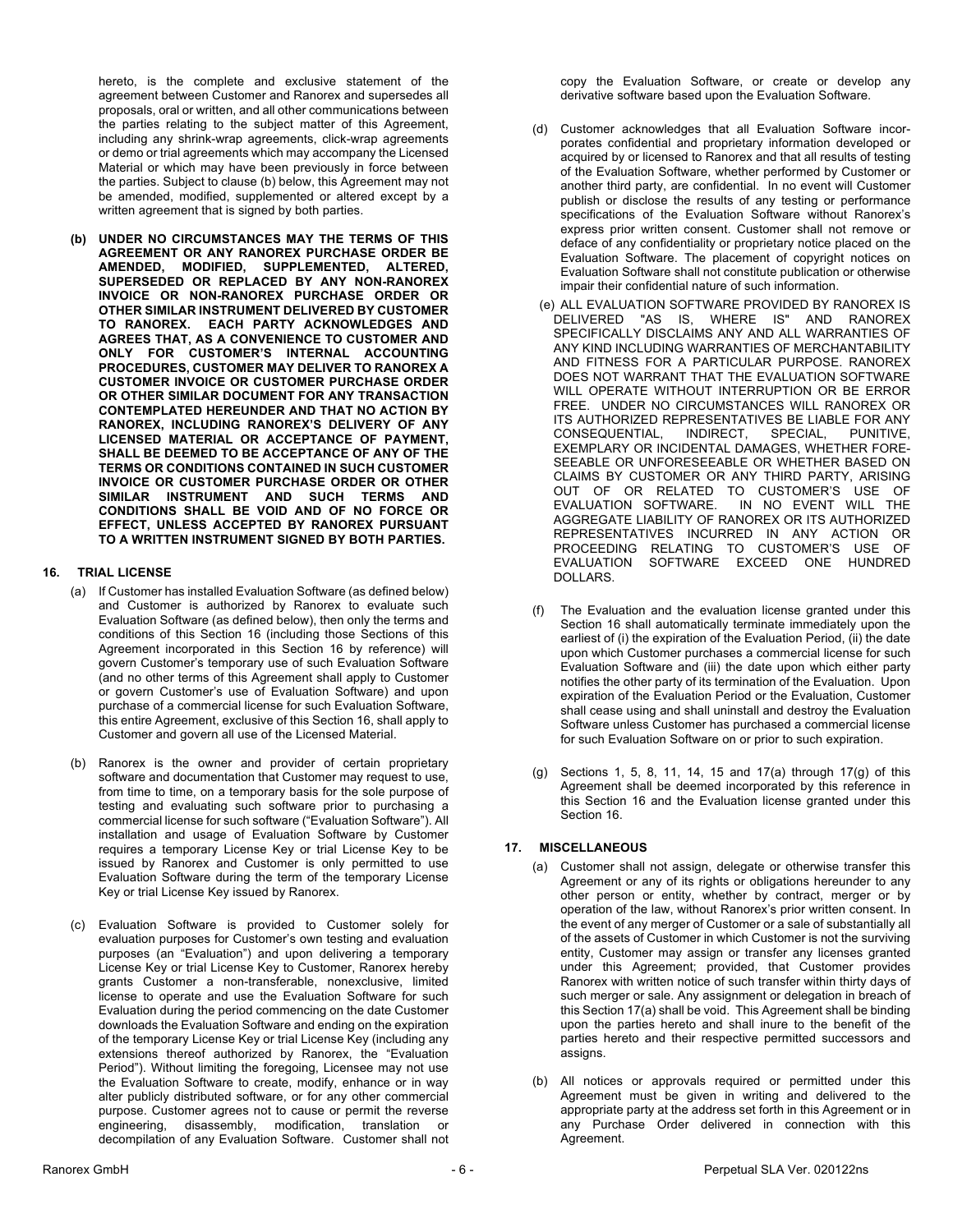hereto, is the complete and exclusive statement of the agreement between Customer and Ranorex and supersedes all proposals, oral or written, and all other communications between the parties relating to the subject matter of this Agreement, including any shrink-wrap agreements, click-wrap agreements or demo or trial agreements which may accompany the Licensed Material or which may have been previously in force between the parties. Subject to clause (b) below, this Agreement may not be amended, modified, supplemented or altered except by a written agreement that is signed by both parties.

**(b) UNDER NO CIRCUMSTANCES MAY THE TERMS OF THIS AGREEMENT OR ANY RANOREX PURCHASE ORDER BE AMENDED, MODIFIED, SUPPLEMENTED, ALTERED, SUPERSEDED OR REPLACED BY ANY NON-RANOREX INVOICE OR NON-RANOREX PURCHASE ORDER OR OTHER SIMILAR INSTRUMENT DELIVERED BY CUSTOMER TO RANOREX. EACH PARTY ACKNOWLEDGES AND AGREES THAT, AS A CONVENIENCE TO CUSTOMER AND ONLY FOR CUSTOMER'S INTERNAL ACCOUNTING PROCEDURES, CUSTOMER MAY DELIVER TO RANOREX A CUSTOMER INVOICE OR CUSTOMER PURCHASE ORDER OR OTHER SIMILAR DOCUMENT FOR ANY TRANSACTION CONTEMPLATED HEREUNDER AND THAT NO ACTION BY RANOREX, INCLUDING RANOREX'S DELIVERY OF ANY LICENSED MATERIAL OR ACCEPTANCE OF PAYMENT, SHALL BE DEEMED TO BE ACCEPTANCE OF ANY OF THE TERMS OR CONDITIONS CONTAINED IN SUCH CUSTOMER INVOICE OR CUSTOMER PURCHASE ORDER OR OTHER SIMILAR INSTRUMENT AND SUCH TERMS AND CONDITIONS SHALL BE VOID AND OF NO FORCE OR EFFECT, UNLESS ACCEPTED BY RANOREX PURSUANT TO A WRITTEN INSTRUMENT SIGNED BY BOTH PARTIES.**

## 16. TRIAL LICENSE

(a) If Customer has installed Evaluation Software (as defined below) and Customer is authorized by Ranorex to evaluate such Evaluation Software (as defined below), then only the terms and conditions of this Section 16 (including those Sections of this Agreement incorporated in this Section 16 by reference) will govern Customer's temporary use of such Evaluation Software (and no other terms of this Agreement shall apply to Customer or govern Customer's use of Evaluation Software) and upon purchase of a commercial license for such Evaluation Software, this entire Agreement, exclusive of this Section 16, shall apply to Customer and govern all use of the Licensed Material.

(b) Ranorex is the owner and provider of certain proprietary software and documentation that Customer may request to use, from time to time, on a temporary basis for the sole purpose of testing and evaluating such software prior to purchasing a commercial license for such software ("Evaluation Software"). All installation and usage of Evaluation Software by Customer requires a temporary License Key or trial License Key to be issued by Ranorex and Customer is only permitted to use Evaluation Software during the term of the temporary License Key or trial License Key issued by Ranorex.

(c) Evaluation Software is provided to Customer solely for evaluation purposes for Customer's own testing and evaluation purposes (an "Evaluation") and upon delivering a temporary License Key or trial License Key to Customer, Ranorex hereby grants Customer a non-transferable, nonexclusive, limited license to operate and use the Evaluation Software for such Evaluation during the period commencing on the date Customer downloads the Evaluation Software and ending on the expiration of the temporary License Key or trial License Key (including any extensions thereof authorized by Ranorex, the "Evaluation Period"). Without limiting the foregoing, Licensee may not use the Evaluation Software to create, modify, enhance or in way alter publicly distributed software, or for any other commercial purpose. Customer agrees not to cause or permit the reverse engineering, disassembly, modification, translation or decompilation of any Evaluation Software. Customer shall not copy the Evaluation Software, or create or develop any derivative software based upon the Evaluation Software.

(d) Customer acknowledges that all Evaluation Software incorporates confidential and proprietary information developed or acquired by or licensed to Ranorex and that all results of testing of the Evaluation Software, whether performed by Customer or another third party, are confidential. In no event will Customer publish or disclose the results of any testing or performance specifications of the Evaluation Software without Ranorex's express prior written consent. Customer shall not remove or deface of any confidentiality or proprietary notice placed on the Evaluation Software. The placement of copyright notices on Evaluation Software shall not constitute publication or otherwise impair their confidential nature of such information.

(e) ALL EVALUATION SOFTWARE PROVIDED BY RANOREX IS DELIVERED "AS IS, WHERE IS" AND RANOREX SPECIFICALLY DISCLAIMS ANY AND ALL WARRANTIES OF ANY KIND INCLUDING WARRANTIES OF MERCHANTABILITY AND FITNESS FOR A PARTICULAR PURPOSE. RANOREX DOES NOT WARRANT THAT THE EVALUATION SOFTWARE WILL OPERATE WITHOUT INTERRUPTION OR BE ERROR FREE. UNDER NO CIRCUMSTANCES WILL RANOREX OR ITS AUTHORIZED REPRESENTATIVES BE LIABLE FOR ANY CONSEQUENTIAL, INDIRECT, SPECIAL, PUNITIVE, EXEMPLARY OR INCIDENTAL DAMAGES, WHETHER FORESEEABLE OR UNFORESEEABLE OR WHETHER BASED ON CLAIMS BY CUSTOMER OR ANY THIRD PARTY, ARISING OUT OF OR RELATED TO CUSTOMER'S USE OF EVALUATION SOFTWARE. IN NO EVENT WILL THE AGGREGATE LIABILITY OF RANOREX OR ITS AUTHORIZED REPRESENTATIVES INCURRED IN ANY ACTION OR PROCEEDING RELATING TO CUSTOMER'S USE OF EVALUATION SOFTWARE EXCEED ONE HUNDRED DOLLARS.

(f) The Evaluation and the evaluation license granted under this Section 16 shall automatically terminate immediately upon the earliest of (i) the expiration of the Evaluation Period, (ii) the date upon which Customer purchases a commercial license for such Evaluation Software and (iii) the date upon which either party notifies the other party of its termination of the Evaluation. Upon expiration of the Evaluation Period or the Evaluation, Customer shall cease using and shall uninstall and destroy the Evaluation Software unless Customer has purchased a commercial license for such Evaluation Software on or prior to such expiration.

(g) Sections 1, 5, 8, 11, 14, 15 and 17(a) through 17(g) of this Agreement shall be deemed incorporated by this reference in this Section 16 and the Evaluation license granted under this Section 16.

## 17. MISCELLANEOUS

(a) Customer shall not assign, delegate or otherwise transfer this Agreement or any of its rights or obligations hereunder to any other person or entity, whether by contract, merger or by operation of the law, without Ranorex's prior written consent. In the event of any merger of Customer or a sale of substantially all of the assets of Customer in which Customer is not the surviving entity, Customer may assign or transfer any licenses granted under this Agreement; provided, that Customer provides Ranorex with written notice of such transfer within thirty days of such merger or sale. Any assignment or delegation in breach of this Section 17(a) shall be void. This Agreement shall be binding upon the parties hereto and shall inure to the benefit of the parties hereto and their respective permitted successors and assigns.

(b) All notices or approvals required or permitted under this Agreement must be given in writing and delivered to the appropriate party at the address set forth in this Agreement or in any Purchase Order delivered in connection with this Agreement.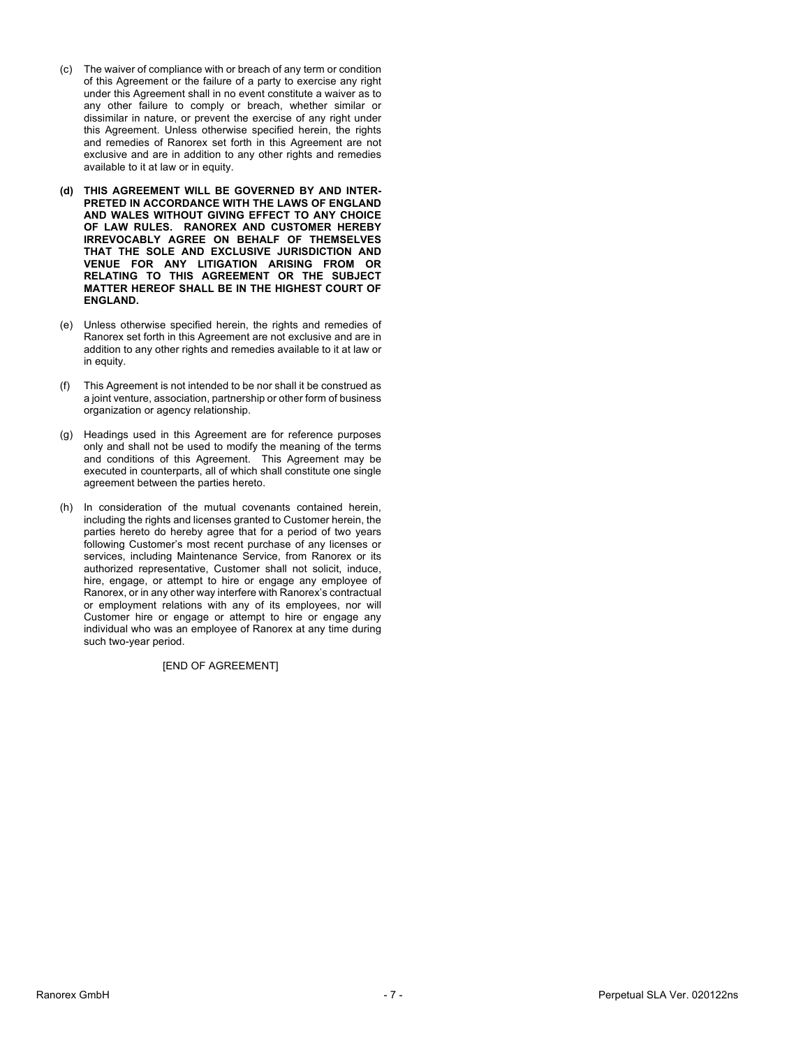(c) The waiver of compliance with or breach of any term or condition of this Agreement or the failure of a party to exercise any right under this Agreement shall in no event constitute a waiver as to any other failure to comply or breach, whether similar or dissimilar in nature, or prevent the exercise of any right under this Agreement. Unless otherwise specified herein, the rights and remedies of Ranorex set forth in this Agreement are not exclusive and are in addition to any other rights and remedies available to it at law or in equity.

**(d) THIS AGREEMENT WILL BE GOVERNED BY AND INTERPRETED IN ACCORDANCE WITH THE LAWS OF ENGLAND AND WALES WITHOUT GIVING EFFECT TO ANY CHOICE OF LAW RULES. RANOREX AND CUSTOMER HEREBY IRREVOCABLY AGREE ON BEHALF OF THEMSELVES THAT THE SOLE AND EXCLUSIVE JURISDICTION AND VENUE FOR ANY LITIGATION ARISING FROM OR RELATING TO THIS AGREEMENT OR THE SUBJECT MATTER HEREOF SHALL BE IN THE HIGHEST COURT OF ENGLAND.**

(e) Unless otherwise specified herein, the rights and remedies of Ranorex set forth in this Agreement are not exclusive and are in addition to any other rights and remedies available to it at law or in equity.

(f) This Agreement is not intended to be nor shall it be construed as a joint venture, association, partnership or other form of business organization or agency relationship.

(g) Headings used in this Agreement are for reference purposes only and shall not be used to modify the meaning of the terms and conditions of this Agreement. This Agreement may be executed in counterparts, all of which shall constitute one single agreement between the parties hereto.

(h) In consideration of the mutual covenants contained herein, including the rights and licenses granted to Customer herein, the parties hereto do hereby agree that for a period of two years following Customer's most recent purchase of any licenses or services, including Maintenance Service, from Ranorex or its authorized representative, Customer shall not solicit, induce, hire, engage, or attempt to hire or engage any employee of Ranorex, or in any other way interfere with Ranorex's contractual or employment relations with any of its employees, nor will Customer hire or engage or attempt to hire or engage any individual who was an employee of Ranorex at any time during such two-year period.

[END OF AGREEMENT]